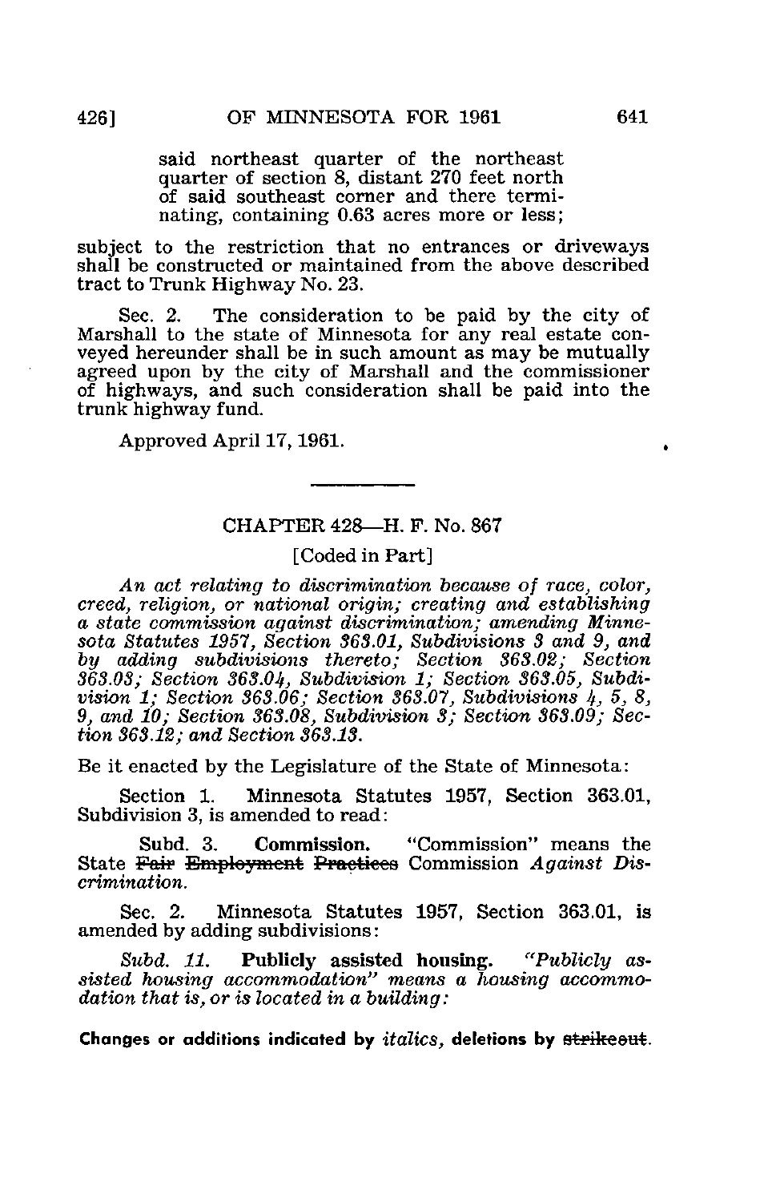said northeast quarter of the northeast quarter of section 8, distant 270 feet north of said southeast corner and there terminating, containing 0.63 acres more or less;

subject to the restriction that no entrances or driveways shall be constructed or maintained from the above described tract to Trunk Highway No. 23.

Sec. 2. The consideration to be paid by the city of Marshall to the state of Minnesota for any real estate conveyed hereunder shall be in such amount as may be mutually agreed upon by the city of Marshall and the commissioner of highways, and such consideration shall be paid into the trunk highway fund.

Approved April 17, 1961.

---

## CHAPTER 428—H. F. No. 867

[Coded in Part]

*An act relating to discrimination because of race, color, creed, religion, or national origin; creating and establishing a state commission against discrimination; amending Minnesota Statutes 1957, Section 363.01, Subdivisions 3 and 9, and by adding subdivisions thereto; Section 363.02; Section 363.03; Section 363.04, Subdivision 1; Section 363.05, Subdivision 1; Section 363.06; Section 363.07, Subdivisions 4, 5, 8, 9, and 10; Section 363.08, Subdivision 3; Section 363.09; Section 363.12; and Section 363.13.*

Be it enacted by the Legislature of the State of Minnesota:

Section 1. Minnesota Statutes 1957, Section 363.01, Subdivision 3, is amended to read:

Subd. 3. **Commission.** "Commission" means the State ~~Fair Employment Practices~~ Commission *Against Discrimination.*

Sec. 2. Minnesota Statutes 1957, Section 363.01, is amended by adding subdivisions:

*Subd. 11.* **Publicly assisted housing.** *"Publicly assisted housing accommodation" means a housing accommodation that is, or is located in a building:*

**Changes or additions indicated by** *italics*, **deletions by** ~~strikeout~~.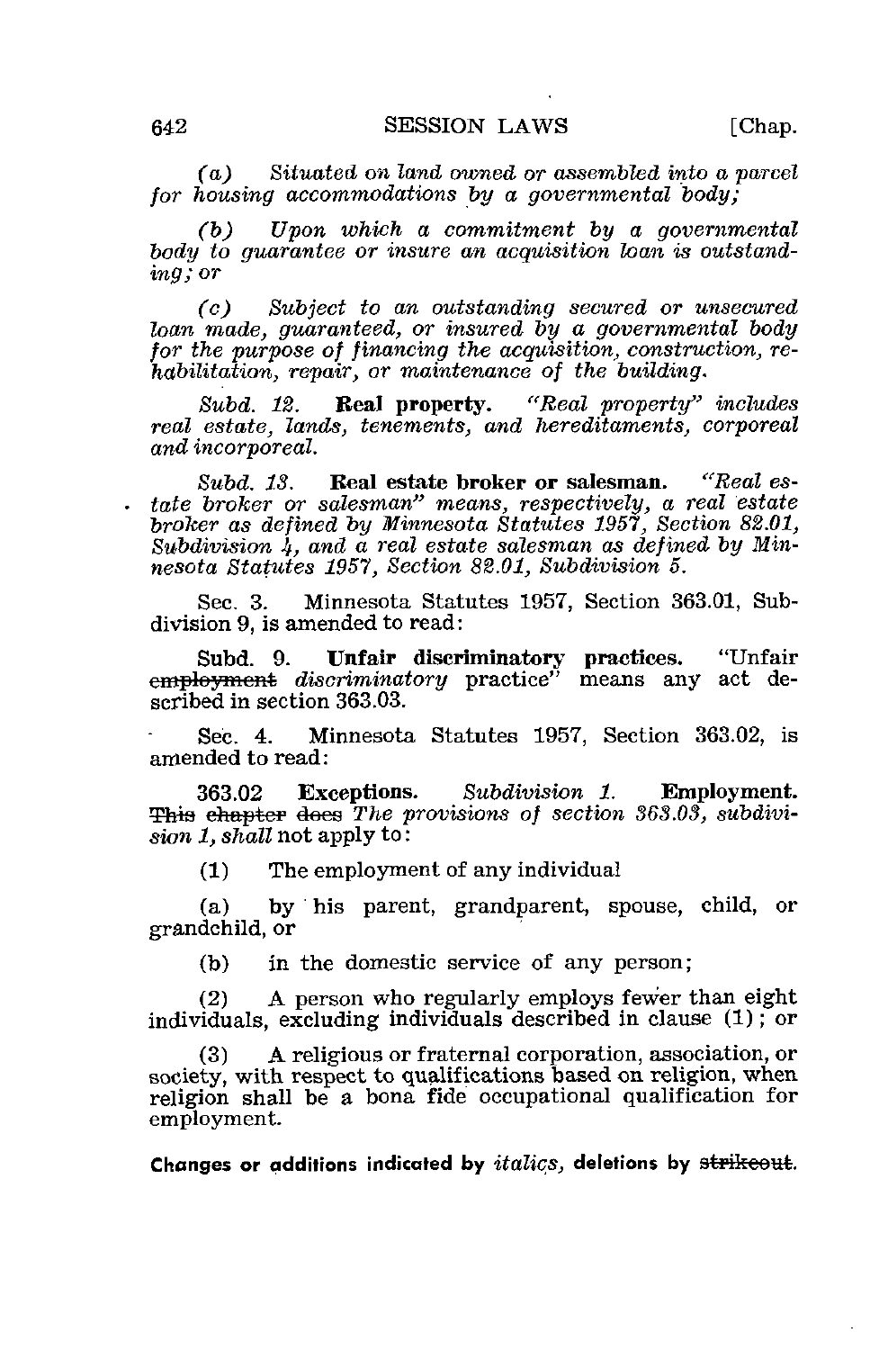*(a) Situated on land owned or assembled into a parcel for housing accommodations by a governmental body;*

*(b) Upon which a commitment by a governmental body to guarantee or insure an acquisition loan is outstanding; or*

*(c) Subject to an outstanding secured or unsecured loan made, guaranteed, or insured by a governmental body for the purpose of financing the acquisition, construction, rehabilitation, repair, or maintenance of the building.*

*Subd. 12.* **Real property.** *"Real property" includes real estate, lands, tenements, and hereditaments, corporeal and incorporeal.*

*Subd. 13.* **Real estate broker or salesman.** *"Real estate broker or salesman" means, respectively, a real estate broker as defined by Minnesota Statutes 1957, Section 82.01, Subdivision 4, and a real estate salesman as defined by Minnesota Statutes 1957, Section 82.01, Subdivision 5.*

Sec. 3. Minnesota Statutes 1957, Section 363.01, Subdivision 9, is amended to read:

Subd. 9. **Unfair discriminatory practices.** "Unfair ~~employment~~ *discriminatory* practice" means any act described in section 363.03.

Sec. 4. Minnesota Statutes 1957, Section 363.02, is amended to read:

363.02 **Exceptions.** *Subdivision 1.* **Employment.** ~~This chapter does~~ *The provisions of section 363.03, subdivision 1, shall* not apply to:

(1) The employment of any individual

(a) by his parent, grandparent, spouse, child, or grandchild, or

(b) in the domestic service of any person;

(2) A person who regularly employs fewer than eight individuals, excluding individuals described in clause (1); or

(3) A religious or fraternal corporation, association, or society, with respect to qualifications based on religion, when religion shall be a bona fide occupational qualification for employment.

Changes or additions indicated by *italics*, deletions by ~~strikeout~~.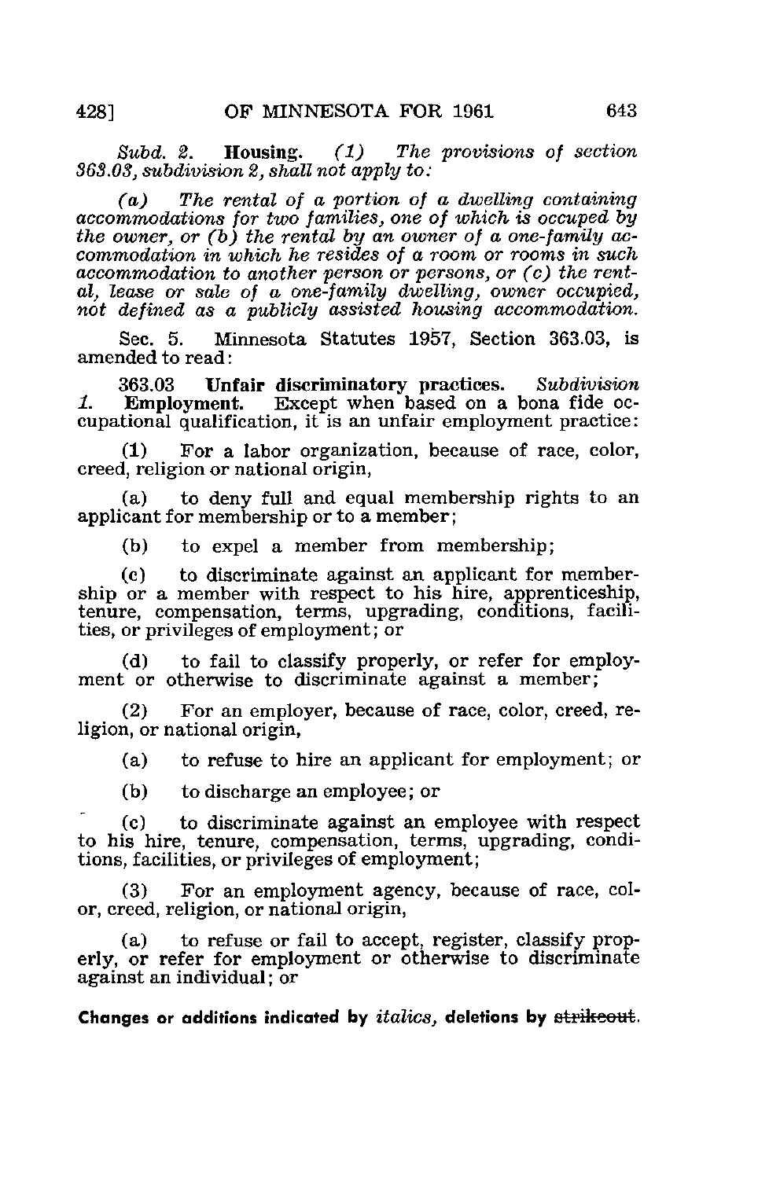*Subd. 2.* **Housing.** *(1) The provisions of section 363.03, subdivision 2, shall not apply to:*

*(a) The rental of a portion of a dwelling containing accommodations for two families, one of which is occuped by the owner, or (b) the rental by an owner of a one-family accommodation in which he resides of a room or rooms in such accommodation to another person or persons, or (c) the rental, lease or sale of a one-family dwelling, owner occupied, not defined as a publicly assisted housing accommodation.*

Sec. 5. Minnesota Statutes 1957, Section 363.03, is amended to read:

363.03 **Unfair discriminatory practices.** *Subdivision 1.* **Employment.** Except when based on a bona fide occupational qualification, it is an unfair employment practice:

(1) For a labor organization, because of race, color, creed, religion or national origin,

(a) to deny full and equal membership rights to an applicant for membership or to a member;

(b) to expel a member from membership;

(c) to discriminate against an applicant for membership or a member with respect to his hire, apprenticeship, tenure, compensation, terms, upgrading, conditions, facilities, or privileges of employment; or

(d) to fail to classify properly, or refer for employment or otherwise to discriminate against a member;

(2) For an employer, because of race, color, creed, religion, or national origin,

(a) to refuse to hire an applicant for employment; or

(b) to discharge an employee; or

(c) to discriminate against an employee with respect to his hire, tenure, compensation, terms, upgrading, conditions, facilities, or privileges of employment;

(3) For an employment agency, because of race, color, creed, religion, or national origin,

(a) to refuse or fail to accept, register, classify properly, or refer for employment or otherwise to discriminate against an individual; or

**Changes or additions indicated by** *italics*, **deletions by** ~~strikeout~~.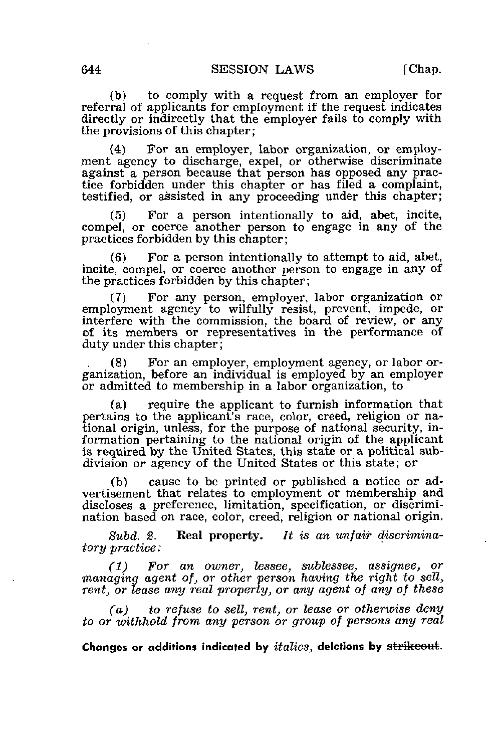(b) to comply with a request from an employer for referral of applicants for employment if the request indicates directly or indirectly that the employer fails to comply with the provisions of this chapter;

(4) For an employer, labor organization, or employment agency to discharge, expel, or otherwise discriminate against a person because that person has opposed any practice forbidden under this chapter or has filed a complaint, testified, or assisted in any proceeding under this chapter;

(5) For a person intentionally to aid, abet, incite, compel, or coerce another person to engage in any of the practices forbidden by this chapter;

(6) For a person intentionally to attempt to aid, abet, incite, compel, or coerce another person to engage in any of the practices forbidden by this chapter;

(7) For any person, employer, labor organization or employment agency to wilfully resist, prevent, impede, or interfere with the commission, the board of review, or any of its members or representatives in the performance of duty under this chapter;

(8) For an employer, employment agency, or labor organization, before an individual is employed by an employer or admitted to membership in a labor organization, to

(a) require the applicant to furnish information that pertains to the applicant's race, color, creed, religion or national origin, unless, for the purpose of national security, information pertaining to the national origin of the applicant is required by the United States, this state or a political subdivision or agency of the United States or this state; or

(b) cause to be printed or published a notice or advertisement that relates to employment or membership and discloses a preference, limitation, specification, or discrimination based on race, color, creed, religion or national origin.

*Subd. 2.* **Real property.** *It is an unfair discriminatory practice:*

*(1) For an owner, lessee, sublessee, assignee, or managing agent of, or other person having the right to sell, rent, or lease any real property, or any agent of any of these*

*(a) to refuse to sell, rent, or lease or otherwise deny to or withhold from any person or group of persons any real*

Changes or additions indicated by *italics*, deletions by ~~strikeout~~.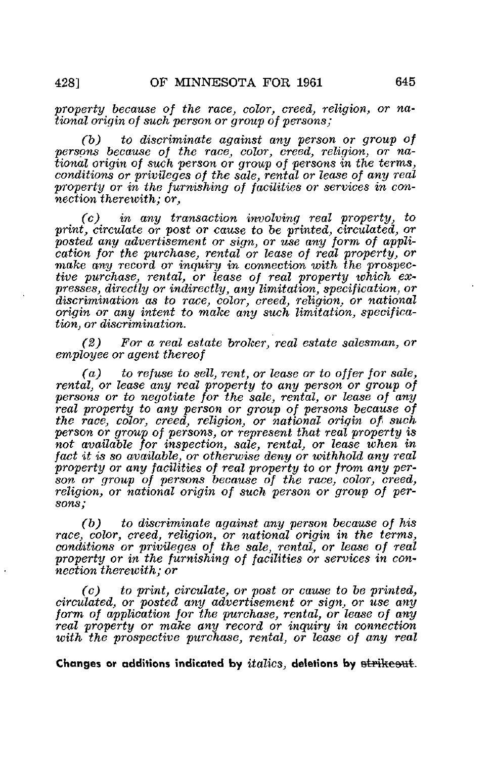*property because of the race, color, creed, religion, or national origin of such person or group of persons;*

*(b) to discriminate against any person or group of persons because of the race, color, creed, religion, or national origin of such person or group of persons in the terms, conditions or privileges of the sale, rental or lease of any real property or in the furnishing of facilities or services in connection therewith; or,*

*(c) in any transaction involving real property, to print, circulate or post or cause to be printed, circulated, or posted any advertisement or sign, or use any form of application for the purchase, rental or lease of real property, or make any record or inquiry in connection with the prospective purchase, rental, or lease of real property which expresses, directly or indirectly, any limitation, specification, or discrimination as to race, color, creed, religion, or national origin or any intent to make any such limitation, specification, or discrimination.*

*(2) For a real estate broker, real estate salesman, or employee or agent thereof*

*(a) to refuse to sell, rent, or lease or to offer for sale, rental, or lease any real property to any person or group of persons or to negotiate for the sale, rental, or lease of any real property to any person or group of persons because of the race, color, creed, religion, or national origin of such person or group of persons, or represent that real property is not available for inspection, sale, rental, or lease when in fact it is so available, or otherwise deny or withhold any real property or any facilities of real property to or from any person or group of persons because of the race, color, creed, religion, or national origin of such person or group of persons;*

*(b) to discriminate against any person because of his race, color, creed, religion, or national origin in the terms, conditions or privileges of the sale, rental, or lease of real property or in the furnishing of facilities or services in connection therewith; or*

*(c) to print, circulate, or post or cause to be printed, circulated, or posted any advertisement or sign, or use any form of application for the purchase, rental, or lease of any real property or make any record or inquiry in connection with the prospective purchase, rental, or lease of any real*

**Changes or additions indicated by** *italics*, **deletions by** ~~strikeout~~.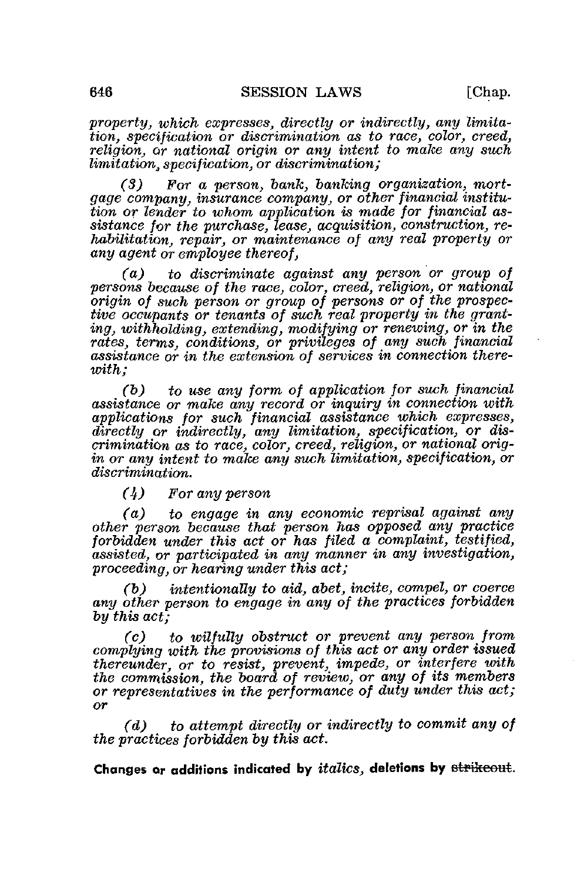*property, which expresses, directly or indirectly, any limitation, specification or discrimination as to race, color, creed, religion, or national origin or any intent to make any such limitation, specification, or discrimination;*

*(3) For a person, bank, banking organization, mortgage company, insurance company, or other financial institution or lender to whom application is made for financial assistance for the purchase, lease, acquisition, construction, rehabilitation, repair, or maintenance of any real property or any agent or employee thereof,*

*(a) to discriminate against any person or group of persons because of the race, color, creed, religion, or national origin of such person or group of persons or of the prospective occupants or tenants of such real property in the granting, withholding, extending, modifying or renewing, or in the rates, terms, conditions, or privileges of any such financial assistance or in the extension of services in connection therewith;*

*(b) to use any form of application for such financial assistance or make any record or inquiry in connection with applications for such financial assistance which expresses, directly or indirectly, any limitation, specification, or discrimination as to race, color, creed, religion, or national origin or any intent to make any such limitation, specification, or discrimination.*

*(4) For any person*

*(a) to engage in any economic reprisal against any other person because that person has opposed any practice forbidden under this act or has filed a complaint, testified, assisted, or participated in any manner in any investigation, proceeding, or hearing under this act;*

*(b) intentionally to aid, abet, incite, compel, or coerce any other person to engage in any of the practices forbidden by this act;*

*(c) to wilfully obstruct or prevent any person from complying with the provisions of this act or any order issued thereunder, or to resist, prevent, impede, or interfere with the commission, the board of review, or any of its members or representatives in the performance of duty under this act; or*

*(d) to attempt directly or indirectly to commit any of the practices forbidden by this act.*

**Changes or additions indicated by *italics*, deletions by ~~strikeout~~.**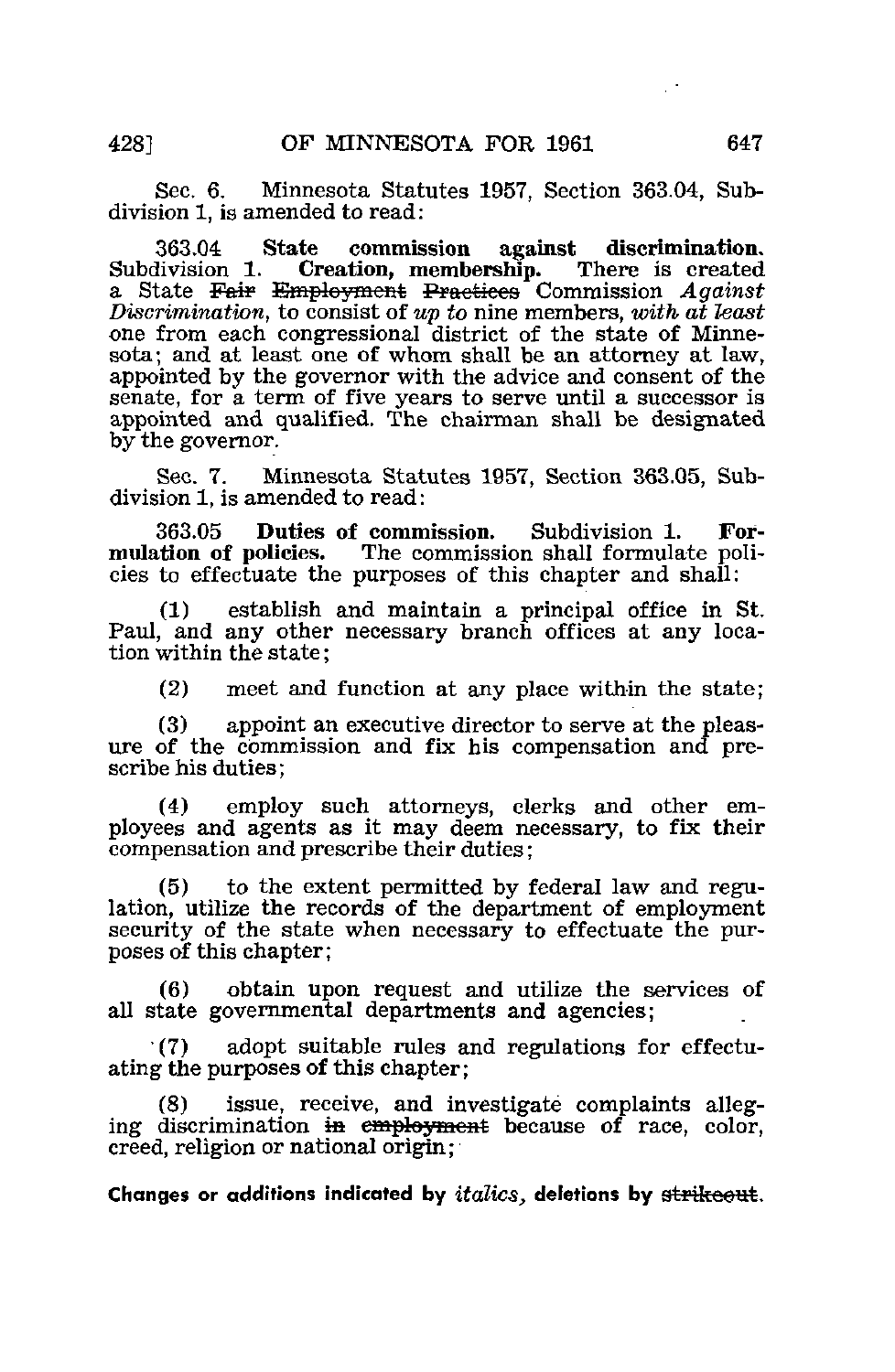Sec. 6. Minnesota Statutes 1957, Section 363.04, Subdivision 1, is amended to read:

363.04 **State commission against discrimination.** Subdivision 1. **Creation, membership.** There is created a State ~~Fair Employment Practices~~ Commission *Against Discrimination*, to consist of *up to* nine members, *with at least* one from each congressional district of the state of Minnesota; and at least one of whom shall be an attorney at law, appointed by the governor with the advice and consent of the senate, for a term of five years to serve until a successor is appointed and qualified. The chairman shall be designated by the governor.

Sec. 7. Minnesota Statutes 1957, Section 363.05, Subdivision 1, is amended to read:

363.05 **Duties of commission.** Subdivision 1. **Formulation of policies.** The commission shall formulate policies to effectuate the purposes of this chapter and shall:

(1) establish and maintain a principal office in St. Paul, and any other necessary branch offices at any location within the state;

(2) meet and function at any place within the state;

(3) appoint an executive director to serve at the pleasure of the commission and fix his compensation and prescribe his duties;

(4) employ such attorneys, clerks and other employees and agents as it may deem necessary, to fix their compensation and prescribe their duties;

(5) to the extent permitted by federal law and regulation, utilize the records of the department of employment security of the state when necessary to effectuate the purposes of this chapter;

(6) obtain upon request and utilize the services of all state governmental departments and agencies;

(7) adopt suitable rules and regulations for effectuating the purposes of this chapter;

(8) issue, receive, and investigate complaints alleging discrimination ~~in employment~~ because of race, color, creed, religion or national origin;

**Changes or additions indicated by** *italics*, **deletions by** ~~strikeout~~.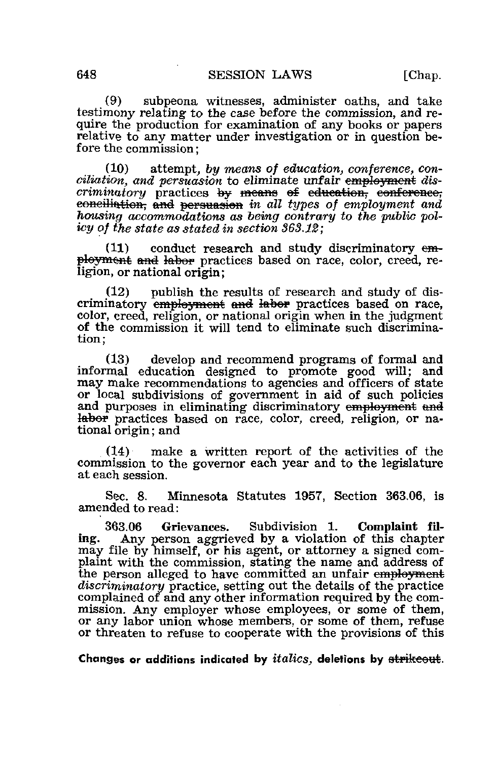(9) subpeona witnesses, administer oaths, and take testimony relating to the case before the commission, and require the production for examination of any books or papers relative to any matter under investigation or in question before the commission;

(10) attempt, *by means of education, conference, conciliation, and persuasion* to eliminate unfair ~~employment~~ *discriminatory* practices ~~by means of education, conference, conciliation, and persuasion~~ *in all types of employment and housing accommodations as being contrary to the public policy of the state as stated in section 363.12*;

(11) conduct research and study discriminatory ~~employment and labor~~ practices based on race, color, creed, religion, or national origin;

(12) publish the results of research and study of discriminatory ~~employment and labor~~ practices based on race, color, creed, religion, or national origin when in the judgment of the commission it will tend to eliminate such discrimination;

(13) develop and recommend programs of formal and informal education designed to promote good will; and may make recommendations to agencies and officers of state or local subdivisions of government in aid of such policies and purposes in eliminating discriminatory ~~employment and labor~~ practices based on race, color, creed, religion, or national origin; and

(14) make a written report of the activities of the commission to the governor each year and to the legislature at each session.

Sec. 8. Minnesota Statutes 1957, Section 363.06, is amended to read:

363.06 **Grievances.** Subdivision 1. **Complaint filing.** Any person aggrieved by a violation of this chapter may file by himself, or his agent, or attorney a signed complaint with the commission, stating the name and address of the person alleged to have committed an unfair ~~employment~~ *discriminatory* practice, setting out the details of the practice complained of and any other information required by the commission. Any employer whose employees, or some of them, or any labor union whose members, or some of them, refuse or threaten to refuse to cooperate with the provisions of this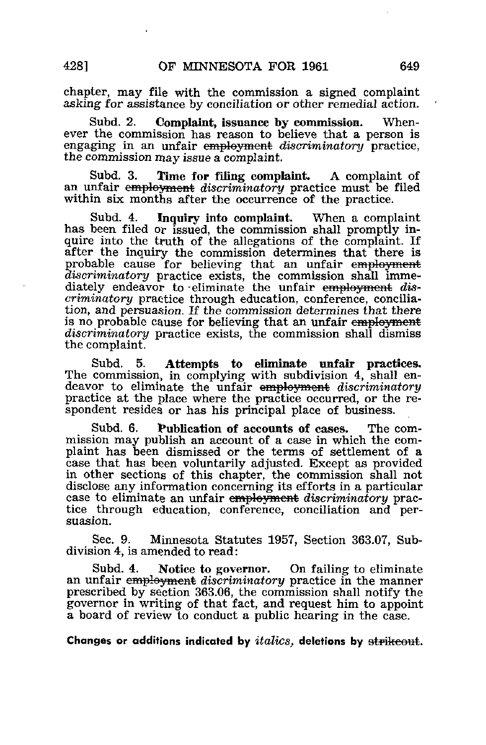chapter, may file with the commission a signed complaint asking for assistance by conciliation or other remedial action.

Subd. 2. **Complaint, issuance by commission.** Whenever the commission has reason to believe that a person is engaging in an unfair ~~employment~~ *discriminatory* practice, the commission may issue a complaint.

Subd. 3. **Time for filing complaint.** A complaint of an unfair ~~employment~~ *discriminatory* practice must be filed within six months after the occurrence of the practice.

Subd. 4. **Inquiry into complaint.** When a complaint has been filed or issued, the commission shall promptly inquire into the truth of the allegations of the complaint. If after the inquiry the commission determines that there is probable cause for believing that an unfair ~~employment~~ *discriminatory* practice exists, the commission shall immediately endeavor to eliminate the unfair ~~employment~~ *discriminatory* practice through education, conference, conciliation, and persuasion. *If the commission determines that there is no probable cause for believing that an unfair* ~~employment~~ *discriminatory practice exists, the commission shall dismiss the complaint.*

Subd. 5. **Attempts to eliminate unfair practices.** The commission, in complying with subdivision 4, shall endeavor to eliminate the unfair ~~employment~~ *discriminatory* practice at the place where the practice occurred, or the respondent resides or has his principal place of business.

Subd. 6. **Publication of accounts of cases.** The commission may publish an account of a case in which the complaint has been dismissed or the terms of settlement of a case that has been voluntarily adjusted. Except as provided in other sections of this chapter, the commission shall not disclose any information concerning its efforts in a particular case to eliminate an unfair ~~employment~~ *discriminatory* practice through education, conference, conciliation and persuasion.

Sec. 9. Minnesota Statutes 1957, Section 363.07, Subdivision 4, is amended to read:

Subd. 4. **Notice to governor.** On failing to eliminate an unfair ~~employment~~ *discriminatory* practice in the manner prescribed by section 363.06, the commission shall notify the governor in writing of that fact, and request him to appoint a board of review to conduct a public hearing in the case.

**Changes or additions indicated by *italics*, deletions by ~~strikeout~~.**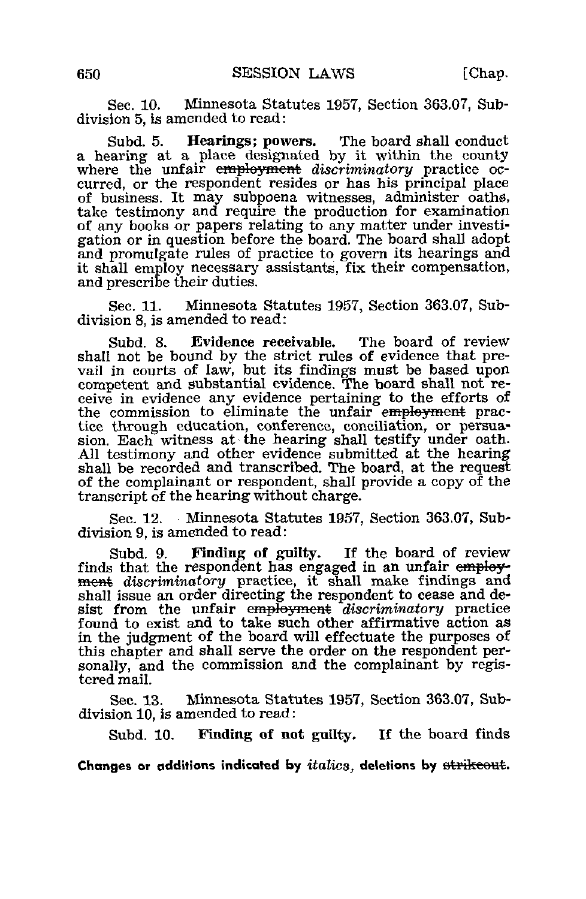Sec. 10. Minnesota Statutes 1957, Section 363.07, Subdivision 5, is amended to read:

Subd. 5. **Hearings; powers.** The board shall conduct a hearing at a place designated by it within the county where the unfair ~~employment~~ *discriminatory* practice occurred, or the respondent resides or has his principal place of business. It may subpoena witnesses, administer oaths, take testimony and require the production for examination of any books or papers relating to any matter under investigation or in question before the board. The board shall adopt and promulgate rules of practice to govern its hearings and it shall employ necessary assistants, fix their compensation, and prescribe their duties.

Sec. 11. Minnesota Statutes 1957, Section 363.07, Subdivision 8, is amended to read:

Subd. 8. **Evidence receivable.** The board of review shall not be bound by the strict rules of evidence that prevail in courts of law, but its findings must be based upon competent and substantial evidence. The board shall not receive in evidence any evidence pertaining to the efforts of the commission to eliminate the unfair ~~employment~~ practice through education, conference, conciliation, or persuasion. Each witness at the hearing shall testify under oath. All testimony and other evidence submitted at the hearing shall be recorded and transcribed. The board, at the request of the complainant or respondent, shall provide a copy of the transcript of the hearing without charge.

Sec. 12. Minnesota Statutes 1957, Section 363.07, Subdivision 9, is amended to read:

Subd. 9. **Finding of guilty.** If the board of review finds that the respondent has engaged in an unfair ~~employment~~ *discriminatory* practice, it shall make findings and shall issue an order directing the respondent to cease and desist from the unfair ~~employment~~ *discriminatory* practice found to exist and to take such other affirmative action as in the judgment of the board will effectuate the purposes of this chapter and shall serve the order on the respondent personally, and the commission and the complainant by registered mail.

Sec. 13. Minnesota Statutes 1957, Section 363.07, Subdivision 10, is amended to read:

Subd. 10. **Finding of not guilty.** If the board finds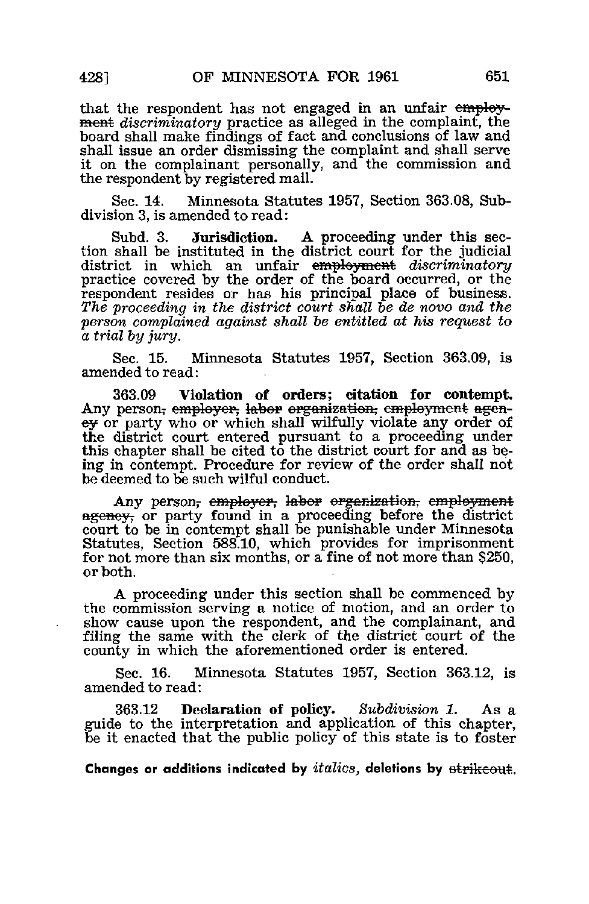that the respondent has not engaged in an unfair ~~employment~~ *discriminatory* practice as alleged in the complaint, the board shall make findings of fact and conclusions of law and shall issue an order dismissing the complaint and shall serve it on the complainant personally, and the commission and the respondent by registered mail.

Sec. 14. Minnesota Statutes 1957, Section 363.08, Subdivision 3, is amended to read:

Subd. 3. **Jurisdiction.** A proceeding under this section shall be instituted in the district court for the judicial district in which an unfair ~~employment~~ *discriminatory* practice covered by the order of the board occurred, or the respondent resides or has his principal place of business. *The proceeding in the district court shall be de novo and the person complained against shall be entitled at his request to a trial by jury.*

Sec. 15. Minnesota Statutes 1957, Section 363.09, is amended to read:

363.09 **Violation of orders; citation for contempt.** Any person~~, employer, labor organization, employment agency~~ or party who or which shall wilfully violate any order of the district court entered pursuant to a proceeding under this chapter shall be cited to the district court for and as being in contempt. Procedure for review of the order shall not be deemed to be such wilful conduct.

Any person~~, employer, labor organization, employment agency,~~ or party found in a proceeding before the district court to be in contempt shall be punishable under Minnesota Statutes, Section 588.10, which provides for imprisonment for not more than six months, or a fine of not more than $250, or both.

A proceeding under this section shall be commenced by the commission serving a notice of motion, and an order to show cause upon the respondent, and the complainant, and filing the same with the clerk of the district court of the county in which the aforementioned order is entered.

Sec. 16. Minnesota Statutes 1957, Section 363.12, is amended to read:

363.12 **Declaration of policy.** *Subdivision 1.* As a guide to the interpretation and application of this chapter, be it enacted that the public policy of this state is to foster

**Changes or additions indicated by *italics*, deletions by ~~strikeout~~.**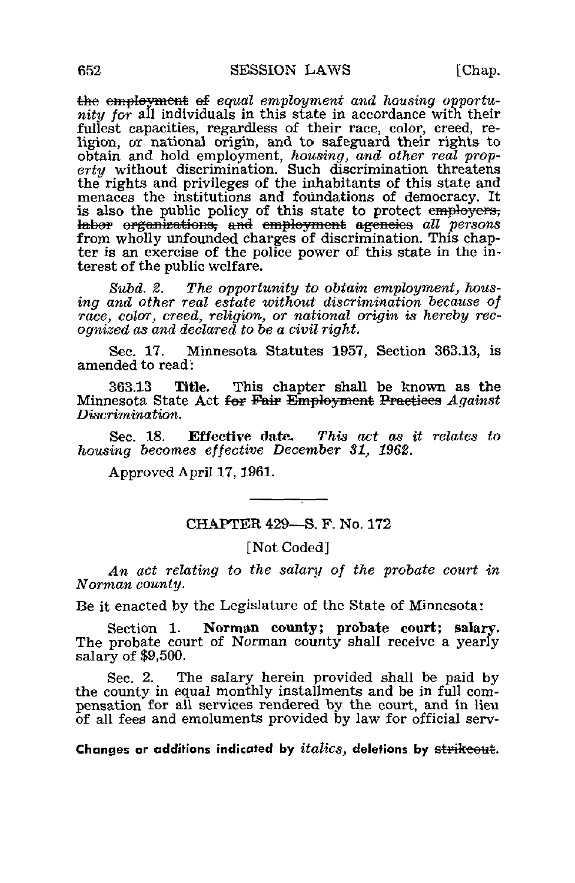~~the employment of~~ *equal employment and housing opportunity for* all individuals in this state in accordance with their fullest capacities, regardless of their race, color, creed, religion, or national origin, and to safeguard their rights to obtain and hold employment, *housing, and other real property* without discrimination. Such discrimination threatens the rights and privileges of the inhabitants of this state and menaces the institutions and foundations of democracy. It is also the public policy of this state to protect ~~employers, labor organizations, and employment agencies~~ *all persons* from wholly unfounded charges of discrimination. This chapter is an exercise of the police power of this state in the interest of the public welfare.

*Subd. 2. The opportunity to obtain employment, housing and other real estate without discrimination because of race, color, creed, religion, or national origin is hereby recognized as and declared to be a civil right.*

Sec. 17. Minnesota Statutes 1957, Section 363.13, is amended to read:

363.13 **Title.** This chapter shall be known as the Minnesota State Act ~~for Fair Employment Practices~~ *Against Discrimination.*

Sec. 18. **Effective date.** *This act as it relates to housing becomes effective December 31, 1962.*

Approved April 17, 1961.

---

## CHAPTER 429—S. F. No. 172

[Not Coded]

*An act relating to the salary of the probate court in Norman county.*

Be it enacted by the Legislature of the State of Minnesota:

Section 1. **Norman county; probate court; salary.** The probate court of Norman county shall receive a yearly salary of $9,500.

Sec. 2. The salary herein provided shall be paid by the county in equal monthly installments and be in full compensation for all services rendered by the court, and in lieu of all fees and emoluments provided by law for official serv-

**Changes or additions indicated by** *italics*, **deletions by** ~~strikeout~~.